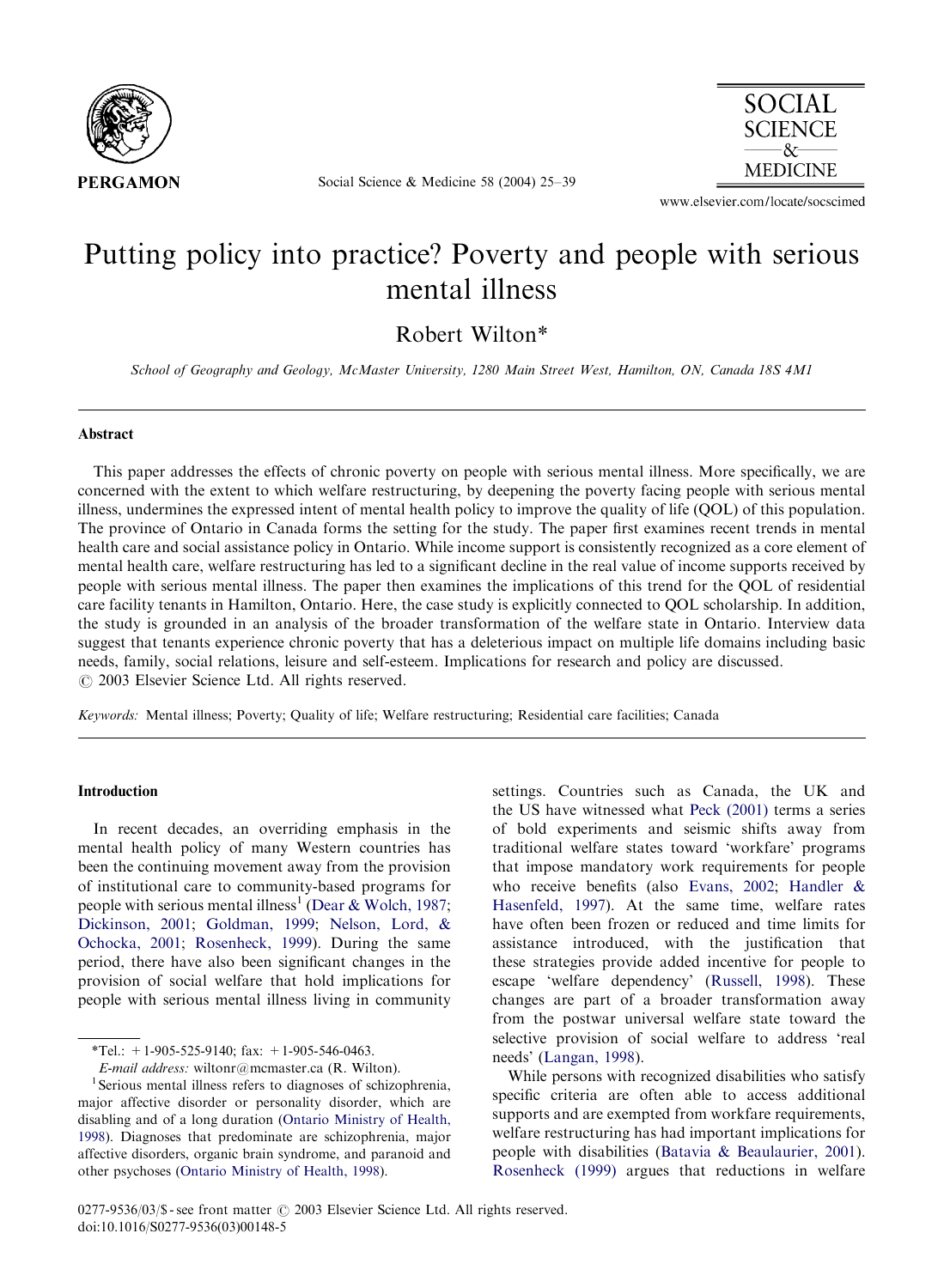# Putting policy into practice? Poverty and people with serious mental illness

Robert Wilton*

*School of Geography and Geology, McMaster University, 1280 Main Street West, Hamilton, ON, Canada 18S 4M1*

## Abstract

This paper addresses the effects of chronic poverty on people with serious mental illness. More specifically, we are concerned with the extent to which welfare restructuring, by deepening the poverty facing people with serious mental illness, undermines the expressed intent of mental health policy to improve the quality of life (QOL) of this population. The province of Ontario in Canada forms the setting for the study. The paper first examines recent trends in mental health care and social assistance policy in Ontario. While income support is consistently recognized as a core element of mental health care, welfare restructuring has led to a significant decline in the real value of income supports received by people with serious mental illness. The paper then examines the implications of this trend for the QOL of residential care facility tenants in Hamilton, Ontario. Here, the case study is explicitly connected to QOL scholarship. In addition, the study is grounded in an analysis of the broader transformation of the welfare state in Ontario. Interview data suggest that tenants experience chronic poverty that has a deleterious impact on multiple life domains including basic needs, family, social relations, leisure and self-esteem. Implications for research and policy are discussed.
© 2003 Elsevier Science Ltd. All rights reserved.

*Keywords:* Mental illness; Poverty; Quality of life; Welfare restructuring; Residential care facilities; Canada

## Introduction

In recent decades, an overriding emphasis in the mental health policy of many Western countries has been the continuing movement away from the provision of institutional care to community-based programs for people with serious mental illness[1] (Dear & Wolch, 1987; Dickinson, 2001; Goldman, 1999; Nelson, Lord, & Ochocka, 2001; Rosenheck, 1999). During the same period, there have also been significant changes in the provision of social welfare that hold implications for people with serious mental illness living in community settings. Countries such as Canada, the UK and the US have witnessed what Peck (2001) terms a series of bold experiments and seismic shifts away from traditional welfare states toward 'workfare' programs that impose mandatory work requirements for people who receive benefits (also Evans, 2002; Handler & Hasenfeld, 1997). At the same time, welfare rates have often been frozen or reduced and time limits for assistance introduced, with the justification that these strategies provide added incentive for people to escape 'welfare dependency' (Russell, 1998). These changes are part of a broader transformation away from the postwar universal welfare state toward the selective provision of social welfare to address 'real needs' (Langan, 1998).

While persons with recognized disabilities who satisfy specific criteria are often able to access additional supports and are exempted from workfare requirements, welfare restructuring has had important implications for people with disabilities (Batavia & Beaulaurier, 2001). Rosenheck (1999) argues that reductions in welfare

*Tel.: +1-905-525-9140; fax: +1-905-546-0463.
*E-mail address:* wiltonr@mcmaster.ca (R. Wilton).

[1] Serious mental illness refers to diagnoses of schizophrenia, major affective disorder or personality disorder, which are disabling and of a long duration (Ontario Ministry of Health, 1998). Diagnoses that predominate are schizophrenia, major affective disorders, organic brain syndrome, and paranoid and other psychoses (Ontario Ministry of Health, 1998).

0277-9536/03/$ - see front matter © 2003 Elsevier Science Ltd. All rights reserved.
doi:10.1016/S0277-9536(03)00148-5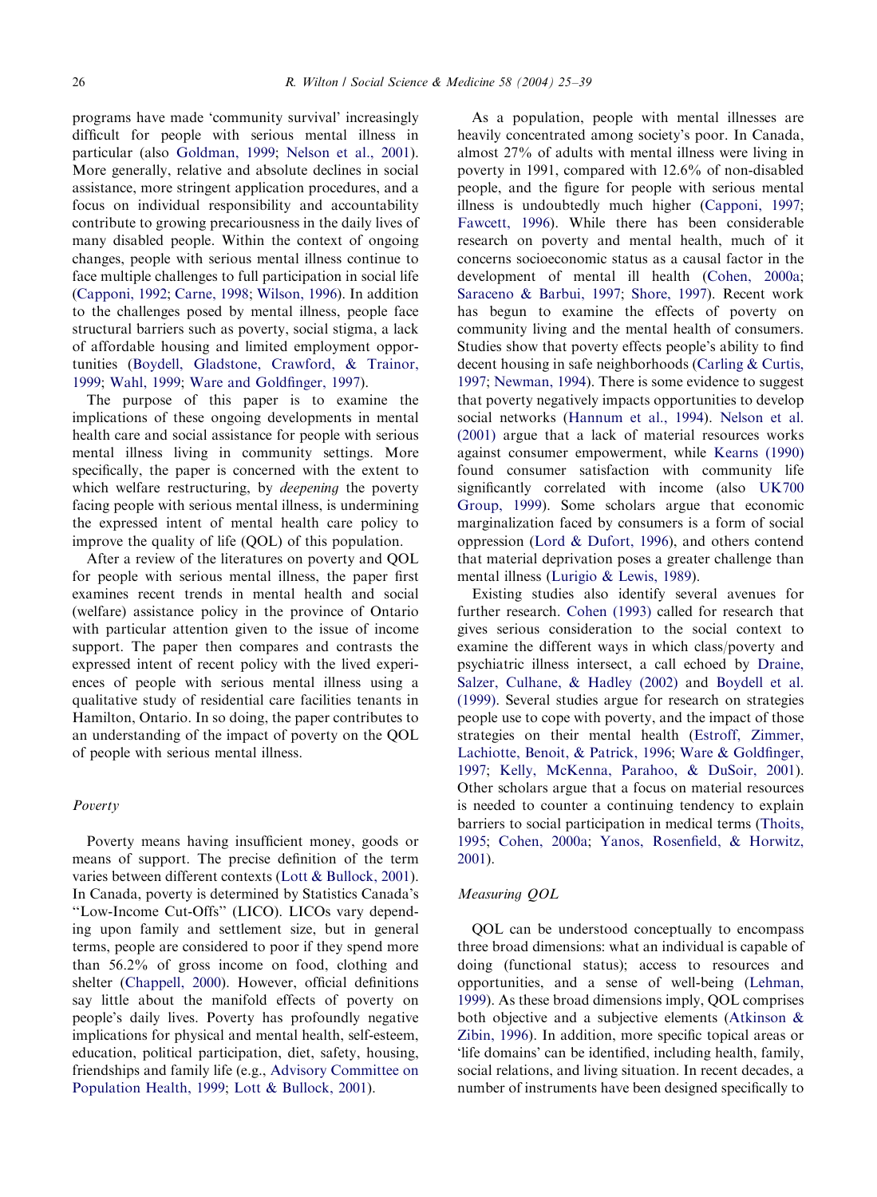programs have made 'community survival' increasingly difficult for people with serious mental illness in particular (also Goldman, 1999; Nelson et al., 2001). More generally, relative and absolute declines in social assistance, more stringent application procedures, and a focus on individual responsibility and accountability contribute to growing precariousness in the daily lives of many disabled people. Within the context of ongoing changes, people with serious mental illness continue to face multiple challenges to full participation in social life (Capponi, 1992; Carne, 1998; Wilson, 1996). In addition to the challenges posed by mental illness, people face structural barriers such as poverty, social stigma, a lack of affordable housing and limited employment opportunities (Boydell, Gladstone, Crawford, & Trainor, 1999; Wahl, 1999; Ware and Goldfinger, 1997).

The purpose of this paper is to examine the implications of these ongoing developments in mental health care and social assistance for people with serious mental illness living in community settings. More specifically, the paper is concerned with the extent to which welfare restructuring, by *deepening* the poverty facing people with serious mental illness, is undermining the expressed intent of mental health care policy to improve the quality of life (QOL) of this population.

After a review of the literatures on poverty and QOL for people with serious mental illness, the paper first examines recent trends in mental health and social (welfare) assistance policy in the province of Ontario with particular attention given to the issue of income support. The paper then compares and contrasts the expressed intent of recent policy with the lived experiences of people with serious mental illness using a qualitative study of residential care facilities tenants in Hamilton, Ontario. In so doing, the paper contributes to an understanding of the impact of poverty on the QOL of people with serious mental illness.

### *Poverty*

Poverty means having insufficient money, goods or means of support. The precise definition of the term varies between different contexts (Lott & Bullock, 2001). In Canada, poverty is determined by Statistics Canada's "Low-Income Cut-Offs" (LICO). LICOs vary depending upon family and settlement size, but in general terms, people are considered to poor if they spend more than 56.2% of gross income on food, clothing and shelter (Chappell, 2000). However, official definitions say little about the manifold effects of poverty on people's daily lives. Poverty has profoundly negative implications for physical and mental health, self-esteem, education, political participation, diet, safety, housing, friendships and family life (e.g., Advisory Committee on Population Health, 1999; Lott & Bullock, 2001).

As a population, people with mental illnesses are heavily concentrated among society's poor. In Canada, almost 27% of adults with mental illness were living in poverty in 1991, compared with 12.6% of non-disabled people, and the figure for people with serious mental illness is undoubtedly much higher (Capponi, 1997; Fawcett, 1996). While there has been considerable research on poverty and mental health, much of it concerns socioeconomic status as a causal factor in the development of mental ill health (Cohen, 2000a; Saraceno & Barbui, 1997; Shore, 1997). Recent work has begun to examine the effects of poverty on community living and the mental health of consumers. Studies show that poverty effects people's ability to find decent housing in safe neighborhoods (Carling & Curtis, 1997; Newman, 1994). There is some evidence to suggest that poverty negatively impacts opportunities to develop social networks (Hannum et al., 1994). Nelson et al. (2001) argue that a lack of material resources works against consumer empowerment, while Kearns (1990) found consumer satisfaction with community life significantly correlated with income (also UK700 Group, 1999). Some scholars argue that economic marginalization faced by consumers is a form of social oppression (Lord & Dufort, 1996), and others contend that material deprivation poses a greater challenge than mental illness (Lurigio & Lewis, 1989).

Existing studies also identify several avenues for further research. Cohen (1993) called for research that gives serious consideration to the social context to examine the different ways in which class/poverty and psychiatric illness intersect, a call echoed by Draine, Salzer, Culhane, & Hadley (2002) and Boydell et al. (1999). Several studies argue for research on strategies people use to cope with poverty, and the impact of those strategies on their mental health (Estroff, Zimmer, Lachiotte, Benoit, & Patrick, 1996; Ware & Goldfinger, 1997; Kelly, McKenna, Parahoo, & DuSoir, 2001). Other scholars argue that a focus on material resources is needed to counter a continuing tendency to explain barriers to social participation in medical terms (Thoits, 1995; Cohen, 2000a; Yanos, Rosenfield, & Horwitz, 2001).

### *Measuring QOL*

QOL can be understood conceptually to encompass three broad dimensions: what an individual is capable of doing (functional status); access to resources and opportunities, and a sense of well-being (Lehman, 1999). As these broad dimensions imply, QOL comprises both objective and a subjective elements (Atkinson & Zibin, 1996). In addition, more specific topical areas or 'life domains' can be identified, including health, family, social relations, and living situation. In recent decades, a number of instruments have been designed specifically to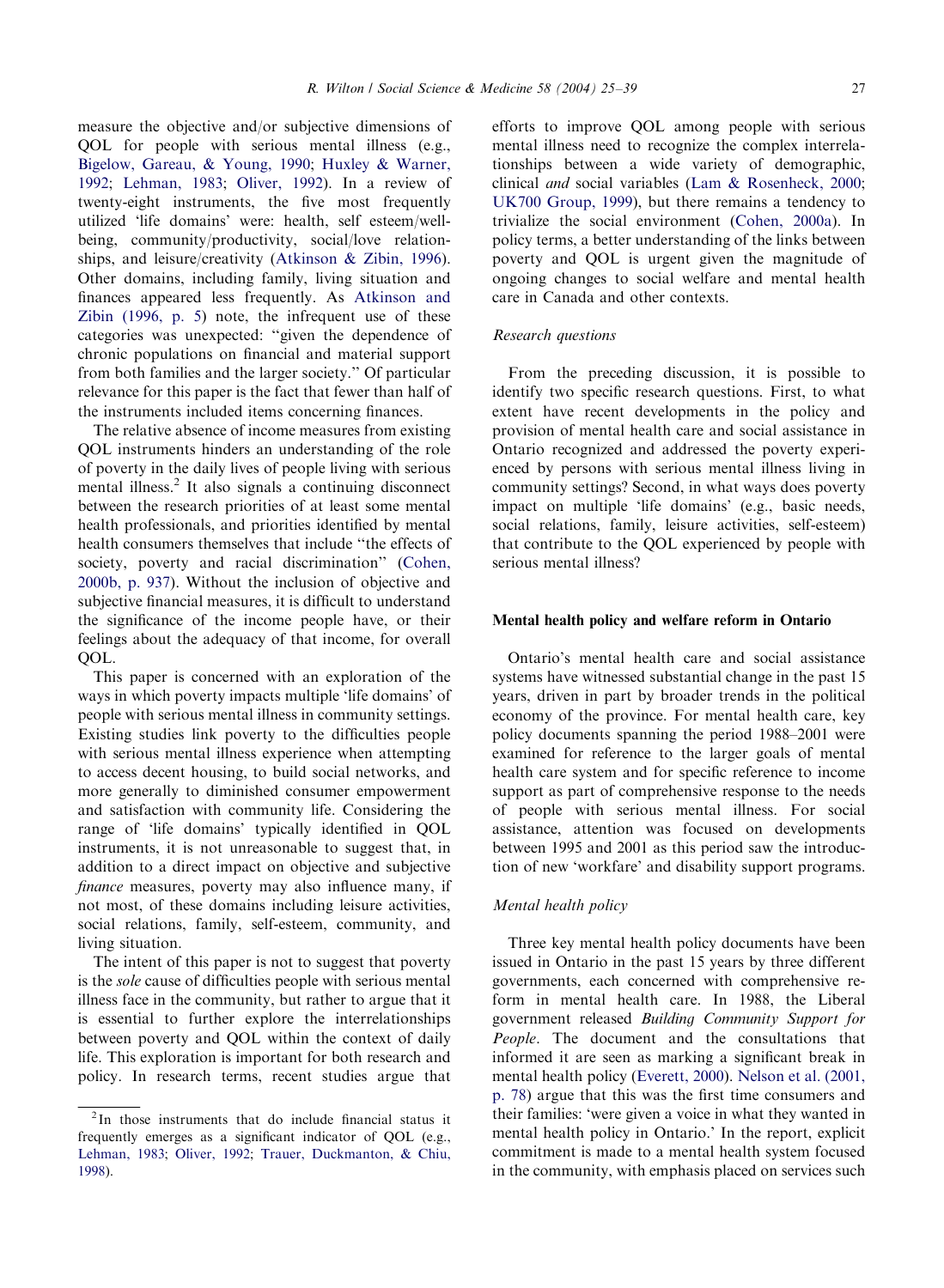measure the objective and/or subjective dimensions of QOL for people with serious mental illness (e.g., Bigelow, Gareau, & Young, 1990; Huxley & Warner, 1992; Lehman, 1983; Oliver, 1992). In a review of twenty-eight instruments, the five most frequently utilized 'life domains' were: health, self esteem/well-being, community/productivity, social/love relationships, and leisure/creativity (Atkinson & Zibin, 1996). Other domains, including family, living situation and finances appeared less frequently. As Atkinson and Zibin (1996, p. 5) note, the infrequent use of these categories was unexpected: "given the dependence of chronic populations on financial and material support from both families and the larger society." Of particular relevance for this paper is the fact that fewer than half of the instruments included items concerning finances.

The relative absence of income measures from existing QOL instruments hinders an understanding of the role of poverty in the daily lives of people living with serious mental illness.[2] It also signals a continuing disconnect between the research priorities of at least some mental health professionals, and priorities identified by mental health consumers themselves that include "the effects of society, poverty and racial discrimination" (Cohen, 2000b, p. 937). Without the inclusion of objective and subjective financial measures, it is difficult to understand the significance of the income people have, or their feelings about the adequacy of that income, for overall QOL.

This paper is concerned with an exploration of the ways in which poverty impacts multiple 'life domains' of people with serious mental illness in community settings. Existing studies link poverty to the difficulties people with serious mental illness experience when attempting to access decent housing, to build social networks, and more generally to diminished consumer empowerment and satisfaction with community life. Considering the range of 'life domains' typically identified in QOL instruments, it is not unreasonable to suggest that, in addition to a direct impact on objective and subjective *finance* measures, poverty may also influence many, if not most, of these domains including leisure activities, social relations, family, self-esteem, community, and living situation.

The intent of this paper is not to suggest that poverty is the *sole* cause of difficulties people with serious mental illness face in the community, but rather to argue that it is essential to further explore the interrelationships between poverty and QOL within the context of daily life. This exploration is important for both research and policy. In research terms, recent studies argue that efforts to improve QOL among people with serious mental illness need to recognize the complex interrelationships between a wide variety of demographic, clinical *and* social variables (Lam & Rosenheck, 2000; UK700 Group, 1999), but there remains a tendency to trivialize the social environment (Cohen, 2000a). In policy terms, a better understanding of the links between poverty and QOL is urgent given the magnitude of ongoing changes to social welfare and mental health care in Canada and other contexts.

[2] In those instruments that do include financial status it frequently emerges as a significant indicator of QOL (e.g., Lehman, 1983; Oliver, 1992; Trauer, Duckmanton, & Chiu, 1998).

### *Research questions*

From the preceding discussion, it is possible to identify two specific research questions. First, to what extent have recent developments in the policy and provision of mental health care and social assistance in Ontario recognized and addressed the poverty experienced by persons with serious mental illness living in community settings? Second, in what ways does poverty impact on multiple 'life domains' (e.g., basic needs, social relations, family, leisure activities, self-esteem) that contribute to the QOL experienced by people with serious mental illness?

## Mental health policy and welfare reform in Ontario

Ontario's mental health care and social assistance systems have witnessed substantial change in the past 15 years, driven in part by broader trends in the political economy of the province. For mental health care, key policy documents spanning the period 1988–2001 were examined for reference to the larger goals of mental health care system and for specific reference to income support as part of comprehensive response to the needs of people with serious mental illness. For social assistance, attention was focused on developments between 1995 and 2001 as this period saw the introduction of new 'workfare' and disability support programs.

### *Mental health policy*

Three key mental health policy documents have been issued in Ontario in the past 15 years by three different governments, each concerned with comprehensive reform in mental health care. In 1988, the Liberal government released *Building Community Support for People*. The document and the consultations that informed it are seen as marking a significant break in mental health policy (Everett, 2000). Nelson et al. (2001, p. 78) argue that this was the first time consumers and their families: 'were given a voice in what they wanted in mental health policy in Ontario.' In the report, explicit commitment is made to a mental health system focused in the community, with emphasis placed on services such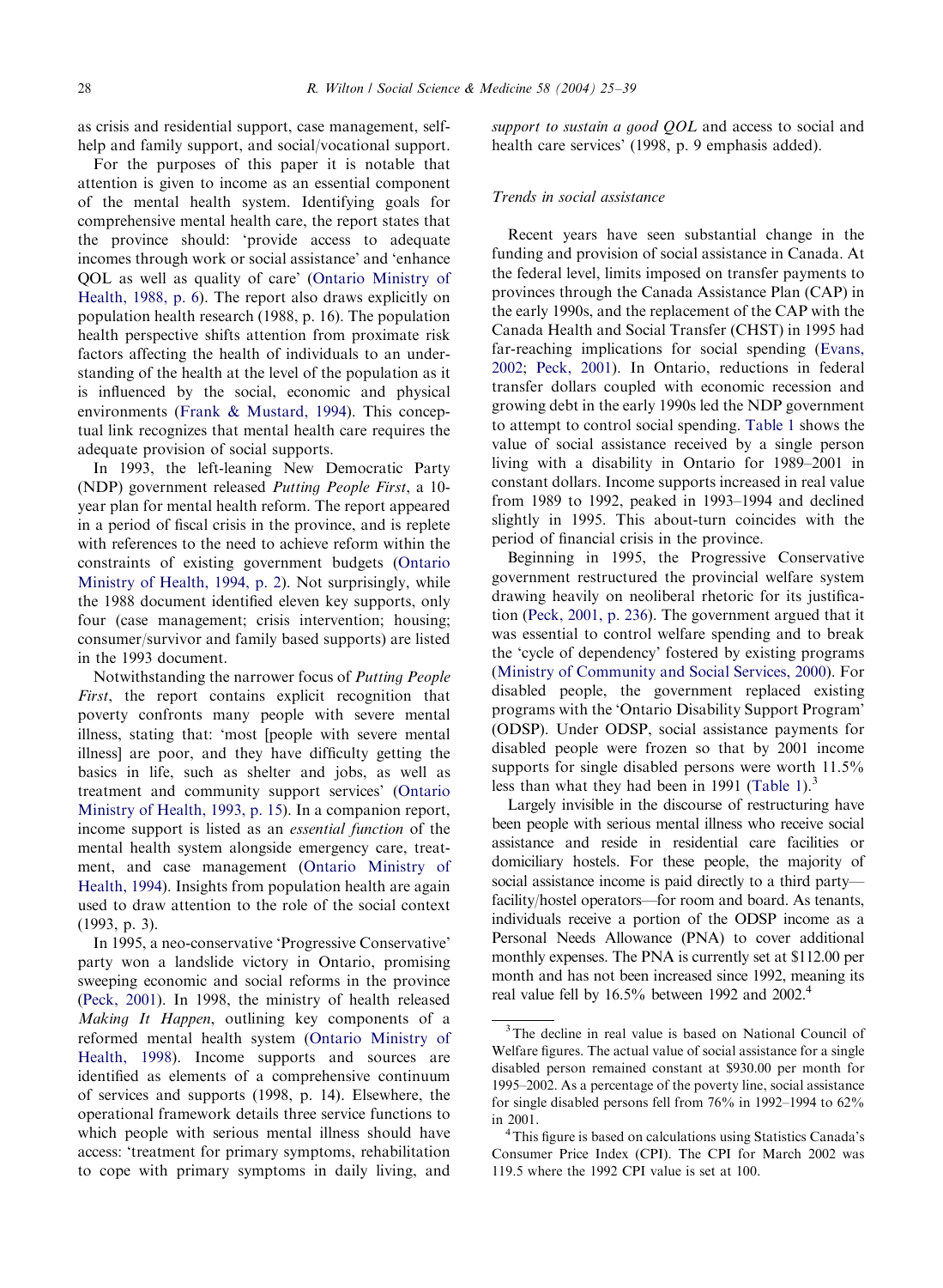as crisis and residential support, case management, self-help and family support, and social/vocational support.

For the purposes of this paper it is notable that attention is given to income as an essential component of the mental health system. Identifying goals for comprehensive mental health care, the report states that the province should: 'provide access to adequate incomes through work or social assistance' and 'enhance QOL as well as quality of care' (Ontario Ministry of Health, 1988, p. 6). The report also draws explicitly on population health research (1988, p. 16). The population health perspective shifts attention from proximate risk factors affecting the health of individuals to an understanding of the health at the level of the population as it is influenced by the social, economic and physical environments (Frank & Mustard, 1994). This conceptual link recognizes that mental health care requires the adequate provision of social supports.

In 1993, the left-leaning New Democratic Party (NDP) government released *Putting People First*, a 10-year plan for mental health reform. The report appeared in a period of fiscal crisis in the province, and is replete with references to the need to achieve reform within the constraints of existing government budgets (Ontario Ministry of Health, 1994, p. 2). Not surprisingly, while the 1988 document identified eleven key supports, only four (case management; crisis intervention; housing; consumer/survivor and family based supports) are listed in the 1993 document.

Notwithstanding the narrower focus of *Putting People First*, the report contains explicit recognition that poverty confronts many people with severe mental illness, stating that: 'most [people with severe mental illness] are poor, and they have difficulty getting the basics in life, such as shelter and jobs, as well as treatment and community support services' (Ontario Ministry of Health, 1993, p. 15). In a companion report, income support is listed as an *essential function* of the mental health system alongside emergency care, treatment, and case management (Ontario Ministry of Health, 1994). Insights from population health are again used to draw attention to the role of the social context (1993, p. 3).

In 1995, a neo-conservative 'Progressive Conservative' party won a landslide victory in Ontario, promising sweeping economic and social reforms in the province (Peck, 2001). In 1998, the ministry of health released *Making It Happen*, outlining key components of a reformed mental health system (Ontario Ministry of Health, 1998). Income supports and sources are identified as elements of a comprehensive continuum of services and supports (1998, p. 14). Elsewhere, the operational framework details three service functions to which people with serious mental illness should have access: 'treatment for primary symptoms, rehabilitation to cope with primary symptoms in daily living, and *support to sustain a good QOL* and access to social and health care services' (1998, p. 9 emphasis added).

### Trends in social assistance

Recent years have seen substantial change in the funding and provision of social assistance in Canada. At the federal level, limits imposed on transfer payments to provinces through the Canada Assistance Plan (CAP) in the early 1990s, and the replacement of the CAP with the Canada Health and Social Transfer (CHST) in 1995 had far-reaching implications for social spending (Evans, 2002; Peck, 2001). In Ontario, reductions in federal transfer dollars coupled with economic recession and growing debt in the early 1990s led the NDP government to attempt to control social spending. Table 1 shows the value of social assistance received by a single person living with a disability in Ontario for 1989–2001 in constant dollars. Income supports increased in real value from 1989 to 1992, peaked in 1993–1994 and declined slightly in 1995. This about-turn coincides with the period of financial crisis in the province.

Beginning in 1995, the Progressive Conservative government restructured the provincial welfare system drawing heavily on neoliberal rhetoric for its justification (Peck, 2001, p. 236). The government argued that it was essential to control welfare spending and to break the 'cycle of dependency' fostered by existing programs (Ministry of Community and Social Services, 2000). For disabled people, the government replaced existing programs with the 'Ontario Disability Support Program' (ODSP). Under ODSP, social assistance payments for disabled people were frozen so that by 2001 income supports for single disabled persons were worth 11.5% less than what they had been in 1991 (Table 1).[3]

Largely invisible in the discourse of restructuring have been people with serious mental illness who receive social assistance and reside in residential care facilities or domiciliary hostels. For these people, the majority of social assistance income is paid directly to a third party—facility/hostel operators—for room and board. As tenants, individuals receive a portion of the ODSP income as a Personal Needs Allowance (PNA) to cover additional monthly expenses. The PNA is currently set at $112.00 per month and has not been increased since 1992, meaning its real value fell by 16.5% between 1992 and 2002.[4]

---

[3] The decline in real value is based on National Council of Welfare figures. The actual value of social assistance for a single disabled person remained constant at $930.00 per month for 1995–2002. As a percentage of the poverty line, social assistance for single disabled persons fell from 76% in 1992–1994 to 62% in 2001.

[4] This figure is based on calculations using Statistics Canada's Consumer Price Index (CPI). The CPI for March 2002 was 119.5 where the 1992 CPI value is set at 100.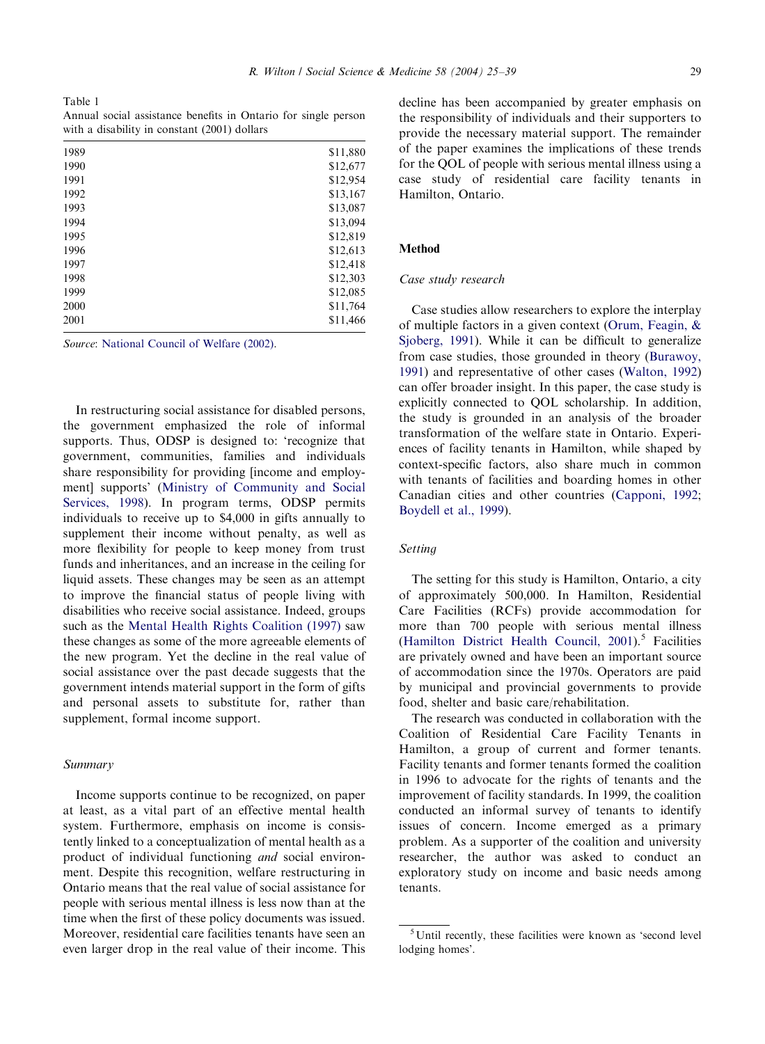Table 1
Annual social assistance benefits in Ontario for single person with a disability in constant (2001) dollars

| | |
|---|---|
| 1989 | $11,880 |
| 1990 | $12,677 |
| 1991 | $12,954 |
| 1992 | $13,167 |
| 1993 | $13,087 |
| 1994 | $13,094 |
| 1995 | $12,819 |
| 1996 | $12,613 |
| 1997 | $12,418 |
| 1998 | $12,303 |
| 1999 | $12,085 |
| 2000 | $11,764 |
| 2001 | $11,466 |

*Source*: National Council of Welfare (2002).

In restructuring social assistance for disabled persons, the government emphasized the role of informal supports. Thus, ODSP is designed to: 'recognize that government, communities, families and individuals share responsibility for providing [income and employment] supports' (Ministry of Community and Social Services, 1998). In program terms, ODSP permits individuals to receive up to $4,000 in gifts annually to supplement their income without penalty, as well as more flexibility for people to keep money from trust funds and inheritances, and an increase in the ceiling for liquid assets. These changes may be seen as an attempt to improve the financial status of people living with disabilities who receive social assistance. Indeed, groups such as the Mental Health Rights Coalition (1997) saw these changes as some of the more agreeable elements of the new program. Yet the decline in the real value of social assistance over the past decade suggests that the government intends material support in the form of gifts and personal assets to substitute for, rather than supplement, formal income support.

### *Summary*

Income supports continue to be recognized, on paper at least, as a vital part of an effective mental health system. Furthermore, emphasis on income is consistently linked to a conceptualization of mental health as a product of individual functioning *and* social environment. Despite this recognition, welfare restructuring in Ontario means that the real value of social assistance for people with serious mental illness is less now than at the time when the first of these policy documents was issued. Moreover, residential care facilities tenants have seen an even larger drop in the real value of their income. This decline has been accompanied by greater emphasis on the responsibility of individuals and their supporters to provide the necessary material support. The remainder of the paper examines the implications of these trends for the QOL of people with serious mental illness using a case study of residential care facility tenants in Hamilton, Ontario.

## Method

### *Case study research*

Case studies allow researchers to explore the interplay of multiple factors in a given context (Orum, Feagin, & Sjoberg, 1991). While it can be difficult to generalize from case studies, those grounded in theory (Burawoy, 1991) and representative of other cases (Walton, 1992) can offer broader insight. In this paper, the case study is explicitly connected to QOL scholarship. In addition, the study is grounded in an analysis of the broader transformation of the welfare state in Ontario. Experiences of facility tenants in Hamilton, while shaped by context-specific factors, also share much in common with tenants of facilities and boarding homes in other Canadian cities and other countries (Capponi, 1992; Boydell et al., 1999).

### *Setting*

The setting for this study is Hamilton, Ontario, a city of approximately 500,000. In Hamilton, Residential Care Facilities (RCFs) provide accommodation for more than 700 people with serious mental illness (Hamilton District Health Council, 2001).[5] Facilities are privately owned and have been an important source of accommodation since the 1970s. Operators are paid by municipal and provincial governments to provide food, shelter and basic care/rehabilitation.

The research was conducted in collaboration with the Coalition of Residential Care Facility Tenants in Hamilton, a group of current and former tenants. Facility tenants and former tenants formed the coalition in 1996 to advocate for the rights of tenants and the improvement of facility standards. In 1999, the coalition conducted an informal survey of tenants to identify issues of concern. Income emerged as a primary problem. As a supporter of the coalition and university researcher, the author was asked to conduct an exploratory study on income and basic needs among tenants.

[5] Until recently, these facilities were known as 'second level lodging homes'.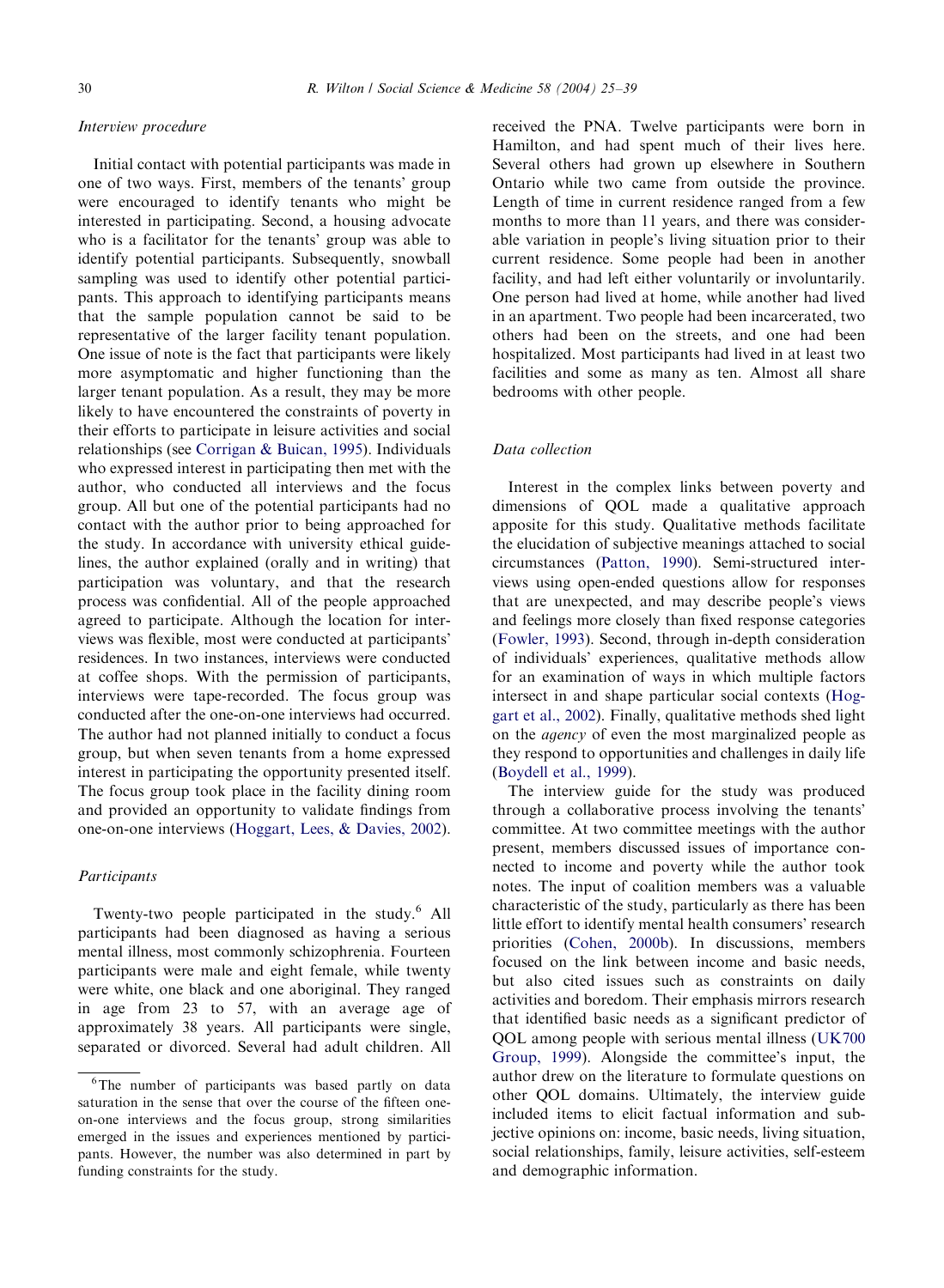### *Interview procedure*

Initial contact with potential participants was made in one of two ways. First, members of the tenants' group were encouraged to identify tenants who might be interested in participating. Second, a housing advocate who is a facilitator for the tenants' group was able to identify potential participants. Subsequently, snowball sampling was used to identify other potential participants. This approach to identifying participants means that the sample population cannot be said to be representative of the larger facility tenant population. One issue of note is the fact that participants were likely more asymptomatic and higher functioning than the larger tenant population. As a result, they may be more likely to have encountered the constraints of poverty in their efforts to participate in leisure activities and social relationships (see Corrigan & Buican, 1995). Individuals who expressed interest in participating then met with the author, who conducted all interviews and the focus group. All but one of the potential participants had no contact with the author prior to being approached for the study. In accordance with university ethical guidelines, the author explained (orally and in writing) that participation was voluntary, and that the research process was confidential. All of the people approached agreed to participate. Although the location for interviews was flexible, most were conducted at participants' residences. In two instances, interviews were conducted at coffee shops. With the permission of participants, interviews were tape-recorded. The focus group was conducted after the one-on-one interviews had occurred. The author had not planned initially to conduct a focus group, but when seven tenants from a home expressed interest in participating the opportunity presented itself. The focus group took place in the facility dining room and provided an opportunity to validate findings from one-on-one interviews (Hoggart, Lees, & Davies, 2002).

### *Participants*

Twenty-two people participated in the study.[6] All participants had been diagnosed as having a serious mental illness, most commonly schizophrenia. Fourteen participants were male and eight female, while twenty were white, one black and one aboriginal. They ranged in age from 23 to 57, with an average age of approximately 38 years. All participants were single, separated or divorced. Several had adult children. All received the PNA. Twelve participants were born in Hamilton, and had spent much of their lives here. Several others had grown up elsewhere in Southern Ontario while two came from outside the province. Length of time in current residence ranged from a few months to more than 11 years, and there was considerable variation in people's living situation prior to their current residence. Some people had been in another facility, and had left either voluntarily or involuntarily. One person had lived at home, while another had lived in an apartment. Two people had been incarcerated, two others had been on the streets, and one had been hospitalized. Most participants had lived in at least two facilities and some as many as ten. Almost all share bedrooms with other people.

### *Data collection*

Interest in the complex links between poverty and dimensions of QOL made a qualitative approach apposite for this study. Qualitative methods facilitate the elucidation of subjective meanings attached to social circumstances (Patton, 1990). Semi-structured interviews using open-ended questions allow for responses that are unexpected, and may describe people's views and feelings more closely than fixed response categories (Fowler, 1993). Second, through in-depth consideration of individuals' experiences, qualitative methods allow for an examination of ways in which multiple factors intersect in and shape particular social contexts (Hoggart et al., 2002). Finally, qualitative methods shed light on the *agency* of even the most marginalized people as they respond to opportunities and challenges in daily life (Boydell et al., 1999).

The interview guide for the study was produced through a collaborative process involving the tenants' committee. At two committee meetings with the author present, members discussed issues of importance connected to income and poverty while the author took notes. The input of coalition members was a valuable characteristic of the study, particularly as there has been little effort to identify mental health consumers' research priorities (Cohen, 2000b). In discussions, members focused on the link between income and basic needs, but also cited issues such as constraints on daily activities and boredom. Their emphasis mirrors research that identified basic needs as a significant predictor of QOL among people with serious mental illness (UK700 Group, 1999). Alongside the committee's input, the author drew on the literature to formulate questions on other QOL domains. Ultimately, the interview guide included items to elicit factual information and subjective opinions on: income, basic needs, living situation, social relationships, family, leisure activities, self-esteem and demographic information.

[6] The number of participants was based partly on data saturation in the sense that over the course of the fifteen one-on-one interviews and the focus group, strong similarities emerged in the issues and experiences mentioned by participants. However, the number was also determined in part by funding constraints for the study.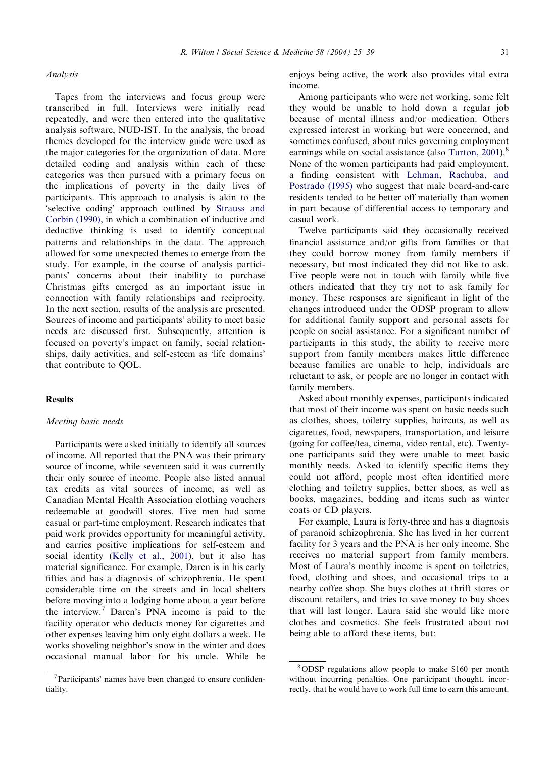### *Analysis*

Tapes from the interviews and focus group were transcribed in full. Interviews were initially read repeatedly, and were then entered into the qualitative analysis software, NUD-IST. In the analysis, the broad themes developed for the interview guide were used as the major categories for the organization of data. More detailed coding and analysis within each of these categories was then pursued with a primary focus on the implications of poverty in the daily lives of participants. This approach to analysis is akin to the 'selective coding' approach outlined by Strauss and Corbin (1990), in which a combination of inductive and deductive thinking is used to identify conceptual patterns and relationships in the data. The approach allowed for some unexpected themes to emerge from the study. For example, in the course of analysis participants' concerns about their inability to purchase Christmas gifts emerged as an important issue in connection with family relationships and reciprocity. In the next section, results of the analysis are presented. Sources of income and participants' ability to meet basic needs are discussed first. Subsequently, attention is focused on poverty's impact on family, social relationships, daily activities, and self-esteem as 'life domains' that contribute to QOL.

## Results

### *Meeting basic needs*

Participants were asked initially to identify all sources of income. All reported that the PNA was their primary source of income, while seventeen said it was currently their only source of income. People also listed annual tax credits as vital sources of income, as well as Canadian Mental Health Association clothing vouchers redeemable at goodwill stores. Five men had some casual or part-time employment. Research indicates that paid work provides opportunity for meaningful activity, and carries positive implications for self-esteem and social identity (Kelly et al., 2001), but it also has material significance. For example, Daren is in his early fifties and has a diagnosis of schizophrenia. He spent considerable time on the streets and in local shelters before moving into a lodging home about a year before the interview.[7] Daren's PNA income is paid to the facility operator who deducts money for cigarettes and other expenses leaving him only eight dollars a week. He works shoveling neighbor's snow in the winter and does occasional manual labor for his uncle. While he enjoys being active, the work also provides vital extra income.

Among participants who were not working, some felt they would be unable to hold down a regular job because of mental illness and/or medication. Others expressed interest in working but were concerned, and sometimes confused, about rules governing employment earnings while on social assistance (also Turton, 2001).[8] None of the women participants had paid employment, a finding consistent with Lehman, Rachuba, and Postrado (1995) who suggest that male board-and-care residents tended to be better off materially than women in part because of differential access to temporary and casual work.

Twelve participants said they occasionally received financial assistance and/or gifts from families or that they could borrow money from family members if necessary, but most indicated they did not like to ask. Five people were not in touch with family while five others indicated that they try not to ask family for money. These responses are significant in light of the changes introduced under the ODSP program to allow for additional family support and personal assets for people on social assistance. For a significant number of participants in this study, the ability to receive more support from family members makes little difference because families are unable to help, individuals are reluctant to ask, or people are no longer in contact with family members.

Asked about monthly expenses, participants indicated that most of their income was spent on basic needs such as clothes, shoes, toiletry supplies, haircuts, as well as cigarettes, food, newspapers, transportation, and leisure (going for coffee/tea, cinema, video rental, etc). Twenty-one participants said they were unable to meet basic monthly needs. Asked to identify specific items they could not afford, people most often identified more clothing and toiletry supplies, better shoes, as well as books, magazines, bedding and items such as winter coats or CD players.

For example, Laura is forty-three and has a diagnosis of paranoid schizophrenia. She has lived in her current facility for 3 years and the PNA is her only income. She receives no material support from family members. Most of Laura's monthly income is spent on toiletries, food, clothing and shoes, and occasional trips to a nearby coffee shop. She buys clothes at thrift stores or discount retailers, and tries to save money to buy shoes that will last longer. Laura said she would like more clothes and cosmetics. She feels frustrated about not being able to afford these items, but:

---

[7] Participants' names have been changed to ensure confidentiality.

[8] ODSP regulations allow people to make $160 per month without incurring penalties. One participant thought, incorrectly, that he would have to work full time to earn this amount.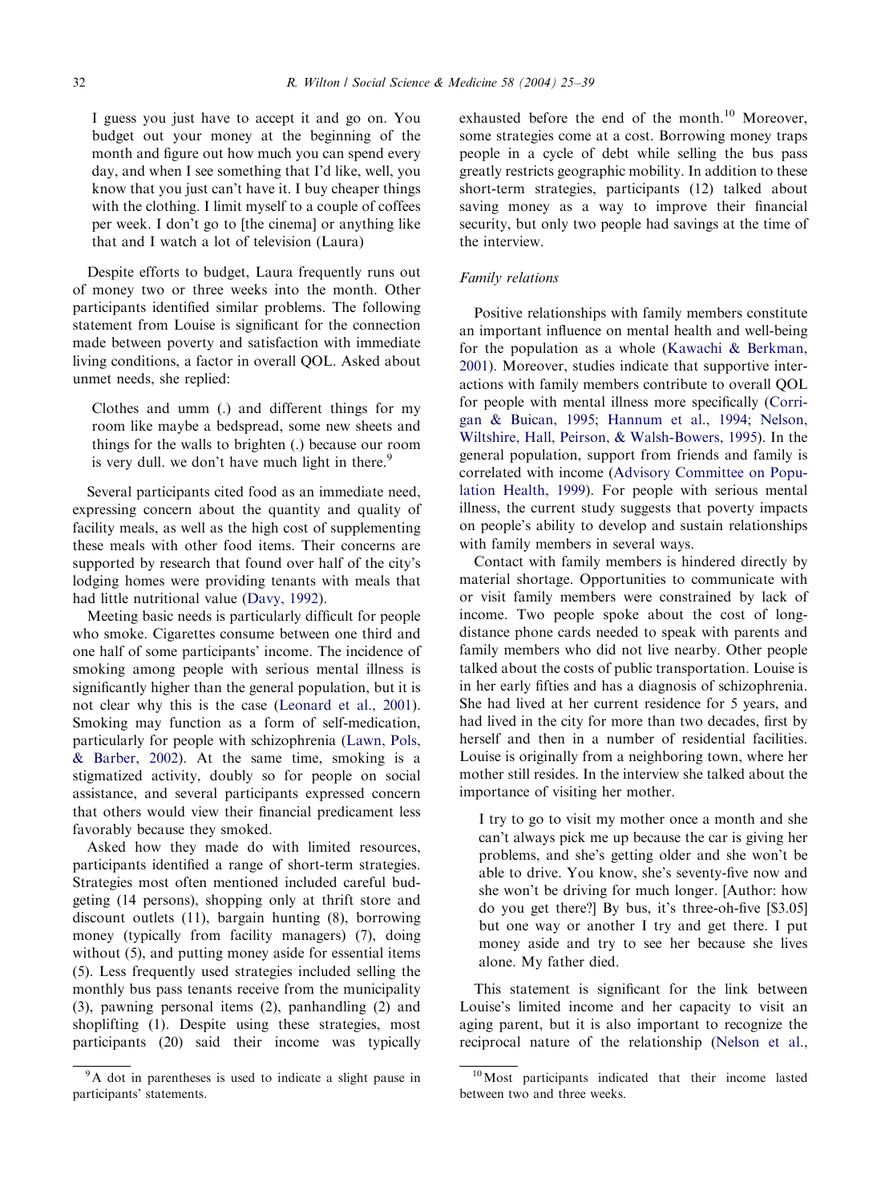> I guess you just have to accept it and go on. You budget out your money at the beginning of the month and figure out how much you can spend every day, and when I see something that I'd like, well, you know that you just can't have it. I buy cheaper things with the clothing. I limit myself to a couple of coffees per week. I don't go to [the cinema] or anything like that and I watch a lot of television (Laura)

Despite efforts to budget, Laura frequently runs out of money two or three weeks into the month. Other participants identified similar problems. The following statement from Louise is significant for the connection made between poverty and satisfaction with immediate living conditions, a factor in overall QOL. Asked about unmet needs, she replied:

> Clothes and umm (.) and different things for my room like maybe a bedspread, some new sheets and things for the walls to brighten (.) because our room is very dull. we don't have much light in there.[9]

Several participants cited food as an immediate need, expressing concern about the quantity and quality of facility meals, as well as the high cost of supplementing these meals with other food items. Their concerns are supported by research that found over half of the city's lodging homes were providing tenants with meals that had little nutritional value (Davy, 1992).

Meeting basic needs is particularly difficult for people who smoke. Cigarettes consume between one third and one half of some participants' income. The incidence of smoking among people with serious mental illness is significantly higher than the general population, but it is not clear why this is the case (Leonard et al., 2001). Smoking may function as a form of self-medication, particularly for people with schizophrenia (Lawn, Pols, & Barber, 2002). At the same time, smoking is a stigmatized activity, doubly so for people on social assistance, and several participants expressed concern that others would view their financial predicament less favorably because they smoked.

Asked how they made do with limited resources, participants identified a range of short-term strategies. Strategies most often mentioned included careful budgeting (14 persons), shopping only at thrift store and discount outlets (11), bargain hunting (8), borrowing money (typically from facility managers) (7), doing without (5), and putting money aside for essential items (5). Less frequently used strategies included selling the monthly bus pass tenants receive from the municipality (3), pawning personal items (2), panhandling (2) and shoplifting (1). Despite using these strategies, most participants (20) said their income was typically exhausted before the end of the month.[10] Moreover, some strategies come at a cost. Borrowing money traps people in a cycle of debt while selling the bus pass greatly restricts geographic mobility. In addition to these short-term strategies, participants (12) talked about saving money as a way to improve their financial security, but only two people had savings at the time of the interview.

### *Family relations*

Positive relationships with family members constitute an important influence on mental health and well-being for the population as a whole (Kawachi & Berkman, 2001). Moreover, studies indicate that supportive interactions with family members contribute to overall QOL for people with mental illness more specifically (Corrigan & Buican, 1995; Hannum et al., 1994; Nelson, Wiltshire, Hall, Peirson, & Walsh-Bowers, 1995). In the general population, support from friends and family is correlated with income (Advisory Committee on Population Health, 1999). For people with serious mental illness, the current study suggests that poverty impacts on people's ability to develop and sustain relationships with family members in several ways.

Contact with family members is hindered directly by material shortage. Opportunities to communicate with or visit family members were constrained by lack of income. Two people spoke about the cost of long-distance phone cards needed to speak with parents and family members who did not live nearby. Other people talked about the costs of public transportation. Louise is in her early fifties and has a diagnosis of schizophrenia. She had lived at her current residence for 5 years, and had lived in the city for more than two decades, first by herself and then in a number of residential facilities. Louise is originally from a neighboring town, where her mother still resides. In the interview she talked about the importance of visiting her mother.

> I try to go to visit my mother once a month and she can't always pick me up because the car is giving her problems, and she's getting older and she won't be able to drive. You know, she's seventy-five now and she won't be driving for much longer. [Author: how do you get there?] By bus, it's three-oh-five [$3.05] but one way or another I try and get there. I put money aside and try to see her because she lives alone. My father died.

This statement is significant for the link between Louise's limited income and her capacity to visit an aging parent, but it is also important to recognize the reciprocal nature of the relationship (Nelson et al.,

---

[9] A dot in parentheses is used to indicate a slight pause in participants' statements.

[10] Most participants indicated that their income lasted between two and three weeks.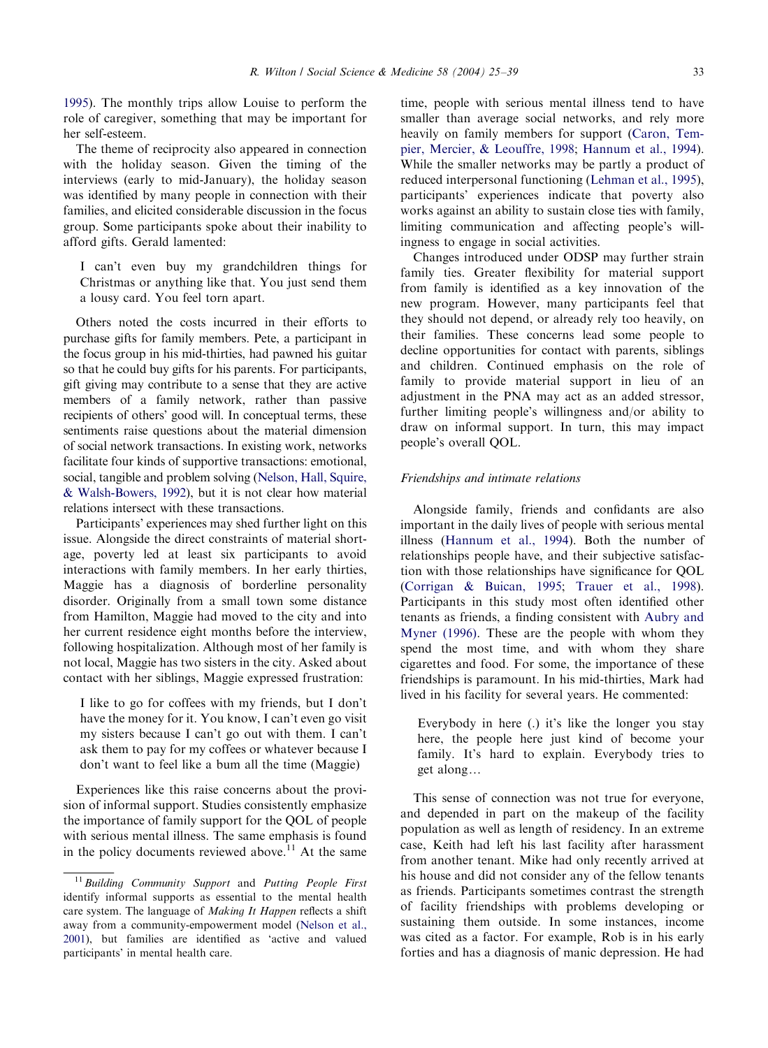1995). The monthly trips allow Louise to perform the role of caregiver, something that may be important for her self-esteem.

The theme of reciprocity also appeared in connection with the holiday season. Given the timing of the interviews (early to mid-January), the holiday season was identified by many people in connection with their families, and elicited considerable discussion in the focus group. Some participants spoke about their inability to afford gifts. Gerald lamented:

> I can't even buy my grandchildren things for Christmas or anything like that. You just send them a lousy card. You feel torn apart.

Others noted the costs incurred in their efforts to purchase gifts for family members. Pete, a participant in the focus group in his mid-thirties, had pawned his guitar so that he could buy gifts for his parents. For participants, gift giving may contribute to a sense that they are active members of a family network, rather than passive recipients of others' good will. In conceptual terms, these sentiments raise questions about the material dimension of social network transactions. In existing work, networks facilitate four kinds of supportive transactions: emotional, social, tangible and problem solving (Nelson, Hall, Squire, & Walsh-Bowers, 1992), but it is not clear how material relations intersect with these transactions.

Participants' experiences may shed further light on this issue. Alongside the direct constraints of material shortage, poverty led at least six participants to avoid interactions with family members. In her early thirties, Maggie has a diagnosis of borderline personality disorder. Originally from a small town some distance from Hamilton, Maggie had moved to the city and into her current residence eight months before the interview, following hospitalization. Although most of her family is not local, Maggie has two sisters in the city. Asked about contact with her siblings, Maggie expressed frustration:

> I like to go for coffees with my friends, but I don't have the money for it. You know, I can't even go visit my sisters because I can't go out with them. I can't ask them to pay for my coffees or whatever because I don't want to feel like a bum all the time (Maggie)

Experiences like this raise concerns about the provision of informal support. Studies consistently emphasize the importance of family support for the QOL of people with serious mental illness. The same emphasis is found in the policy documents reviewed above.[11] At the same time, people with serious mental illness tend to have smaller than average social networks, and rely more heavily on family members for support (Caron, Tempier, Mercier, & Leouffre, 1998; Hannum et al., 1994). While the smaller networks may be partly a product of reduced interpersonal functioning (Lehman et al., 1995), participants' experiences indicate that poverty also works against an ability to sustain close ties with family, limiting communication and affecting people's willingness to engage in social activities.

Changes introduced under ODSP may further strain family ties. Greater flexibility for material support from family is identified as a key innovation of the new program. However, many participants feel that they should not depend, or already rely too heavily, on their families. These concerns lead some people to decline opportunities for contact with parents, siblings and children. Continued emphasis on the role of family to provide material support in lieu of an adjustment in the PNA may act as an added stressor, further limiting people's willingness and/or ability to draw on informal support. In turn, this may impact people's overall QOL.

### *Friendships and intimate relations*

Alongside family, friends and confidants are also important in the daily lives of people with serious mental illness (Hannum et al., 1994). Both the number of relationships people have, and their subjective satisfaction with those relationships have significance for QOL (Corrigan & Buican, 1995; Trauer et al., 1998). Participants in this study most often identified other tenants as friends, a finding consistent with Aubry and Myner (1996). These are the people with whom they spend the most time, and with whom they share cigarettes and food. For some, the importance of these friendships is paramount. In his mid-thirties, Mark had lived in his facility for several years. He commented:

> Everybody in here (.) it's like the longer you stay here, the people here just kind of become your family. It's hard to explain. Everybody tries to get along…

This sense of connection was not true for everyone, and depended in part on the makeup of the facility population as well as length of residency. In an extreme case, Keith had left his last facility after harassment from another tenant. Mike had only recently arrived at his house and did not consider any of the fellow tenants as friends. Participants sometimes contrast the strength of facility friendships with problems developing or sustaining them outside. In some instances, income was cited as a factor. For example, Rob is in his early forties and has a diagnosis of manic depression. He had

[11] *Building Community Support* and *Putting People First* identify informal supports as essential to the mental health care system. The language of *Making It Happen* reflects a shift away from a community-empowerment model (Nelson et al., 2001), but families are identified as 'active and valued participants' in mental health care.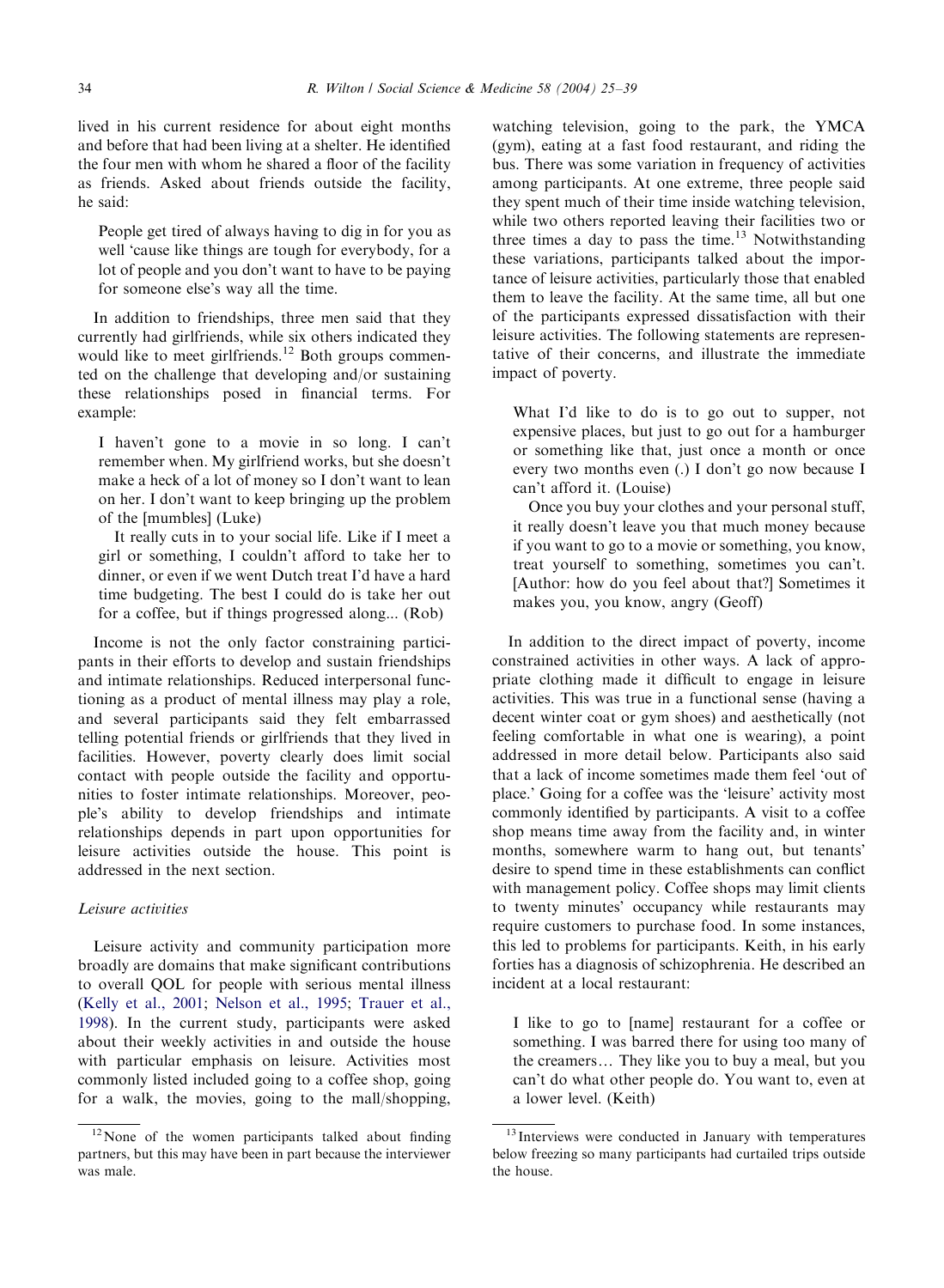lived in his current residence for about eight months and before that had been living at a shelter. He identified the four men with whom he shared a floor of the facility as friends. Asked about friends outside the facility, he said:

> People get tired of always having to dig in for you as well 'cause like things are tough for everybody, for a lot of people and you don't want to have to be paying for someone else's way all the time.

In addition to friendships, three men said that they currently had girlfriends, while six others indicated they would like to meet girlfriends.[12] Both groups commented on the challenge that developing and/or sustaining these relationships posed in financial terms. For example:

> I haven't gone to a movie in so long. I can't remember when. My girlfriend works, but she doesn't make a heck of a lot of money so I don't want to lean on her. I don't want to keep bringing up the problem of the [mumbles] (Luke)
>
> It really cuts in to your social life. Like if I meet a girl or something, I couldn't afford to take her to dinner, or even if we went Dutch treat I'd have a hard time budgeting. The best I could do is take her out for a coffee, but if things progressed along... (Rob)

Income is not the only factor constraining participants in their efforts to develop and sustain friendships and intimate relationships. Reduced interpersonal functioning as a product of mental illness may play a role, and several participants said they felt embarrassed telling potential friends or girlfriends that they lived in facilities. However, poverty clearly does limit social contact with people outside the facility and opportunities to foster intimate relationships. Moreover, people's ability to develop friendships and intimate relationships depends in part upon opportunities for leisure activities outside the house. This point is addressed in the next section.

### *Leisure activities*

Leisure activity and community participation more broadly are domains that make significant contributions to overall QOL for people with serious mental illness (Kelly et al., 2001; Nelson et al., 1995; Trauer et al., 1998). In the current study, participants were asked about their weekly activities in and outside the house with particular emphasis on leisure. Activities most commonly listed included going to a coffee shop, going for a walk, the movies, going to the mall/shopping, watching television, going to the park, the YMCA (gym), eating at a fast food restaurant, and riding the bus. There was some variation in frequency of activities among participants. At one extreme, three people said they spent much of their time inside watching television, while two others reported leaving their facilities two or three times a day to pass the time.[13] Notwithstanding these variations, participants talked about the importance of leisure activities, particularly those that enabled them to leave the facility. At the same time, all but one of the participants expressed dissatisfaction with their leisure activities. The following statements are representative of their concerns, and illustrate the immediate impact of poverty.

> What I'd like to do is to go out to supper, not expensive places, but just to go out for a hamburger or something like that, just once a month or once every two months even (.) I don't go now because I can't afford it. (Louise)
>
> Once you buy your clothes and your personal stuff, it really doesn't leave you that much money because if you want to go to a movie or something, you know, treat yourself to something, sometimes you can't. [Author: how do you feel about that?] Sometimes it makes you, you know, angry (Geoff)

In addition to the direct impact of poverty, income constrained activities in other ways. A lack of appropriate clothing made it difficult to engage in leisure activities. This was true in a functional sense (having a decent winter coat or gym shoes) and aesthetically (not feeling comfortable in what one is wearing), a point addressed in more detail below. Participants also said that a lack of income sometimes made them feel 'out of place.' Going for a coffee was the 'leisure' activity most commonly identified by participants. A visit to a coffee shop means time away from the facility and, in winter months, somewhere warm to hang out, but tenants' desire to spend time in these establishments can conflict with management policy. Coffee shops may limit clients to twenty minutes' occupancy while restaurants may require customers to purchase food. In some instances, this led to problems for participants. Keith, in his early forties has a diagnosis of schizophrenia. He described an incident at a local restaurant:

> I like to go to [name] restaurant for a coffee or something. I was barred there for using too many of the creamers… They like you to buy a meal, but you can't do what other people do. You want to, even at a lower level. (Keith)

---

[12] None of the women participants talked about finding partners, but this may have been in part because the interviewer was male.

[13] Interviews were conducted in January with temperatures below freezing so many participants had curtailed trips outside the house.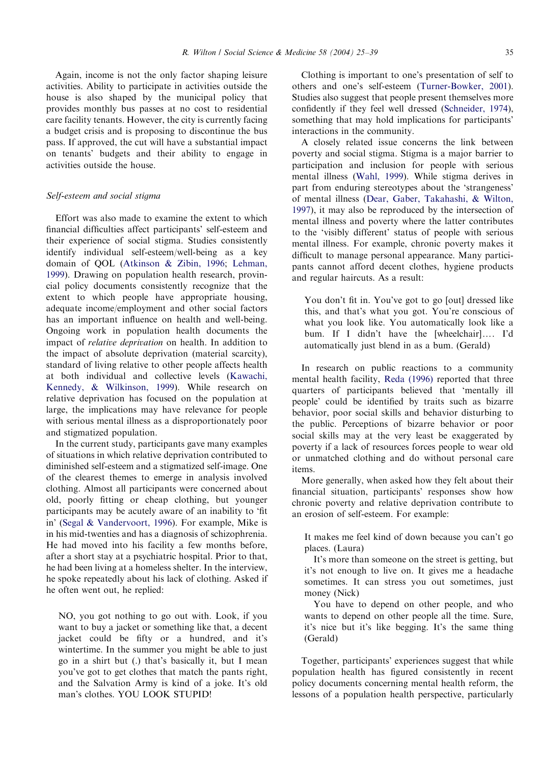Again, income is not the only factor shaping leisure activities. Ability to participate in activities outside the house is also shaped by the municipal policy that provides monthly bus passes at no cost to residential care facility tenants. However, the city is currently facing a budget crisis and is proposing to discontinue the bus pass. If approved, the cut will have a substantial impact on tenants' budgets and their ability to engage in activities outside the house.

### *Self-esteem and social stigma*

Effort was also made to examine the extent to which financial difficulties affect participants' self-esteem and their experience of social stigma. Studies consistently identify individual self-esteem/well-being as a key domain of QOL (Atkinson & Zibin, 1996; Lehman, 1999). Drawing on population health research, provincial policy documents consistently recognize that the extent to which people have appropriate housing, adequate income/employment and other social factors has an important influence on health and well-being. Ongoing work in population health documents the impact of *relative deprivation* on health. In addition to the impact of absolute deprivation (material scarcity), standard of living relative to other people affects health at both individual and collective levels (Kawachi, Kennedy, & Wilkinson, 1999). While research on relative deprivation has focused on the population at large, the implications may have relevance for people with serious mental illness as a disproportionately poor and stigmatized population.

In the current study, participants gave many examples of situations in which relative deprivation contributed to diminished self-esteem and a stigmatized self-image. One of the clearest themes to emerge in analysis involved clothing. Almost all participants were concerned about old, poorly fitting or cheap clothing, but younger participants may be acutely aware of an inability to 'fit in' (Segal & Vandervoort, 1996). For example, Mike is in his mid-twenties and has a diagnosis of schizophrenia. He had moved into his facility a few months before, after a short stay at a psychiatric hospital. Prior to that, he had been living at a homeless shelter. In the interview, he spoke repeatedly about his lack of clothing. Asked if he often went out, he replied:

> NO, you got nothing to go out with. Look, if you want to buy a jacket or something like that, a decent jacket could be fifty or a hundred, and it's wintertime. In the summer you might be able to just go in a shirt but (.) that's basically it, but I mean you've got to get clothes that match the pants right, and the Salvation Army is kind of a joke. It's old man's clothes. YOU LOOK STUPID!

Clothing is important to one's presentation of self to others and one's self-esteem (Turner-Bowker, 2001). Studies also suggest that people present themselves more confidently if they feel well dressed (Schneider, 1974), something that may hold implications for participants' interactions in the community.

A closely related issue concerns the link between poverty and social stigma. Stigma is a major barrier to participation and inclusion for people with serious mental illness (Wahl, 1999). While stigma derives in part from enduring stereotypes about the 'strangeness' of mental illness (Dear, Gaber, Takahashi, & Wilton, 1997), it may also be reproduced by the intersection of mental illness and poverty where the latter contributes to the 'visibly different' status of people with serious mental illness. For example, chronic poverty makes it difficult to manage personal appearance. Many participants cannot afford decent clothes, hygiene products and regular haircuts. As a result:

> You don't fit in. You've got to go [out] dressed like this, and that's what you got. You're conscious of what you look like. You automatically look like a bum. If I didn't have the [wheelchair].... I'd automatically just blend in as a bum. (Gerald)

In research on public reactions to a community mental health facility, Reda (1996) reported that three quarters of participants believed that 'mentally ill people' could be identified by traits such as bizarre behavior, poor social skills and behavior disturbing to the public. Perceptions of bizarre behavior or poor social skills may at the very least be exaggerated by poverty if a lack of resources forces people to wear old or unmatched clothing and do without personal care items.

More generally, when asked how they felt about their financial situation, participants' responses show how chronic poverty and relative deprivation contribute to an erosion of self-esteem. For example:

> It makes me feel kind of down because you can't go places. (Laura)
>
> It's more than someone on the street is getting, but it's not enough to live on. It gives me a headache sometimes. It can stress you out sometimes, just money (Nick)
>
> You have to depend on other people, and who wants to depend on other people all the time. Sure, it's nice but it's like begging. It's the same thing (Gerald)

Together, participants' experiences suggest that while population health has figured consistently in recent policy documents concerning mental health reform, the lessons of a population health perspective, particularly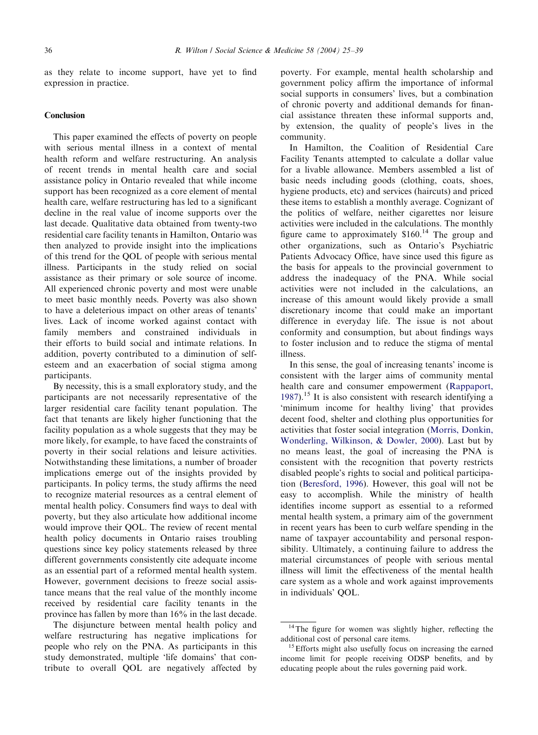as they relate to income support, have yet to find expression in practice.

## Conclusion

This paper examined the effects of poverty on people with serious mental illness in a context of mental health reform and welfare restructuring. An analysis of recent trends in mental health care and social assistance policy in Ontario revealed that while income support has been recognized as a core element of mental health care, welfare restructuring has led to a significant decline in the real value of income supports over the last decade. Qualitative data obtained from twenty-two residential care facility tenants in Hamilton, Ontario was then analyzed to provide insight into the implications of this trend for the QOL of people with serious mental illness. Participants in the study relied on social assistance as their primary or sole source of income. All experienced chronic poverty and most were unable to meet basic monthly needs. Poverty was also shown to have a deleterious impact on other areas of tenants' lives. Lack of income worked against contact with family members and constrained individuals in their efforts to build social and intimate relations. In addition, poverty contributed to a diminution of self-esteem and an exacerbation of social stigma among participants.

By necessity, this is a small exploratory study, and the participants are not necessarily representative of the larger residential care facility tenant population. The fact that tenants are likely higher functioning that the facility population as a whole suggests that they may be more likely, for example, to have faced the constraints of poverty in their social relations and leisure activities. Notwithstanding these limitations, a number of broader implications emerge out of the insights provided by participants. In policy terms, the study affirms the need to recognize material resources as a central element of mental health policy. Consumers find ways to deal with poverty, but they also articulate how additional income would improve their QOL. The review of recent mental health policy documents in Ontario raises troubling questions since key policy statements released by three different governments consistently cite adequate income as an essential part of a reformed mental health system. However, government decisions to freeze social assistance means that the real value of the monthly income received by residential care facility tenants in the province has fallen by more than 16% in the last decade.

The disjuncture between mental health policy and welfare restructuring has negative implications for people who rely on the PNA. As participants in this study demonstrated, multiple 'life domains' that contribute to overall QOL are negatively affected by poverty. For example, mental health scholarship and government policy affirm the importance of informal social supports in consumers' lives, but a combination of chronic poverty and additional demands for financial assistance threaten these informal supports and, by extension, the quality of people's lives in the community.

In Hamilton, the Coalition of Residential Care Facility Tenants attempted to calculate a dollar value for a livable allowance. Members assembled a list of basic needs including goods (clothing, coats, shoes, hygiene products, etc) and services (haircuts) and priced these items to establish a monthly average. Cognizant of the politics of welfare, neither cigarettes nor leisure activities were included in the calculations. The monthly figure came to approximately \$160.[14] The group and other organizations, such as Ontario's Psychiatric Patients Advocacy Office, have since used this figure as the basis for appeals to the provincial government to address the inadequacy of the PNA. While social activities were not included in the calculations, an increase of this amount would likely provide a small discretionary income that could make an important difference in everyday life. The issue is not about conformity and consumption, but about findings ways to foster inclusion and to reduce the stigma of mental illness.

In this sense, the goal of increasing tenants' income is consistent with the larger aims of community mental health care and consumer empowerment (Rappaport, 1987).[15] It is also consistent with research identifying a 'minimum income for healthy living' that provides decent food, shelter and clothing plus opportunities for activities that foster social integration (Morris, Donkin, Wonderling, Wilkinson, & Dowler, 2000). Last but by no means least, the goal of increasing the PNA is consistent with the recognition that poverty restricts disabled people's rights to social and political participation (Beresford, 1996). However, this goal will not be easy to accomplish. While the ministry of health identifies income support as essential to a reformed mental health system, a primary aim of the government in recent years has been to curb welfare spending in the name of taxpayer accountability and personal responsibility. Ultimately, a continuing failure to address the material circumstances of people with serious mental illness will limit the effectiveness of the mental health care system as a whole and work against improvements in individuals' QOL.

---

[14] The figure for women was slightly higher, reflecting the additional cost of personal care items.

[15] Efforts might also usefully focus on increasing the earned income limit for people receiving ODSP benefits, and by educating people about the rules governing paid work.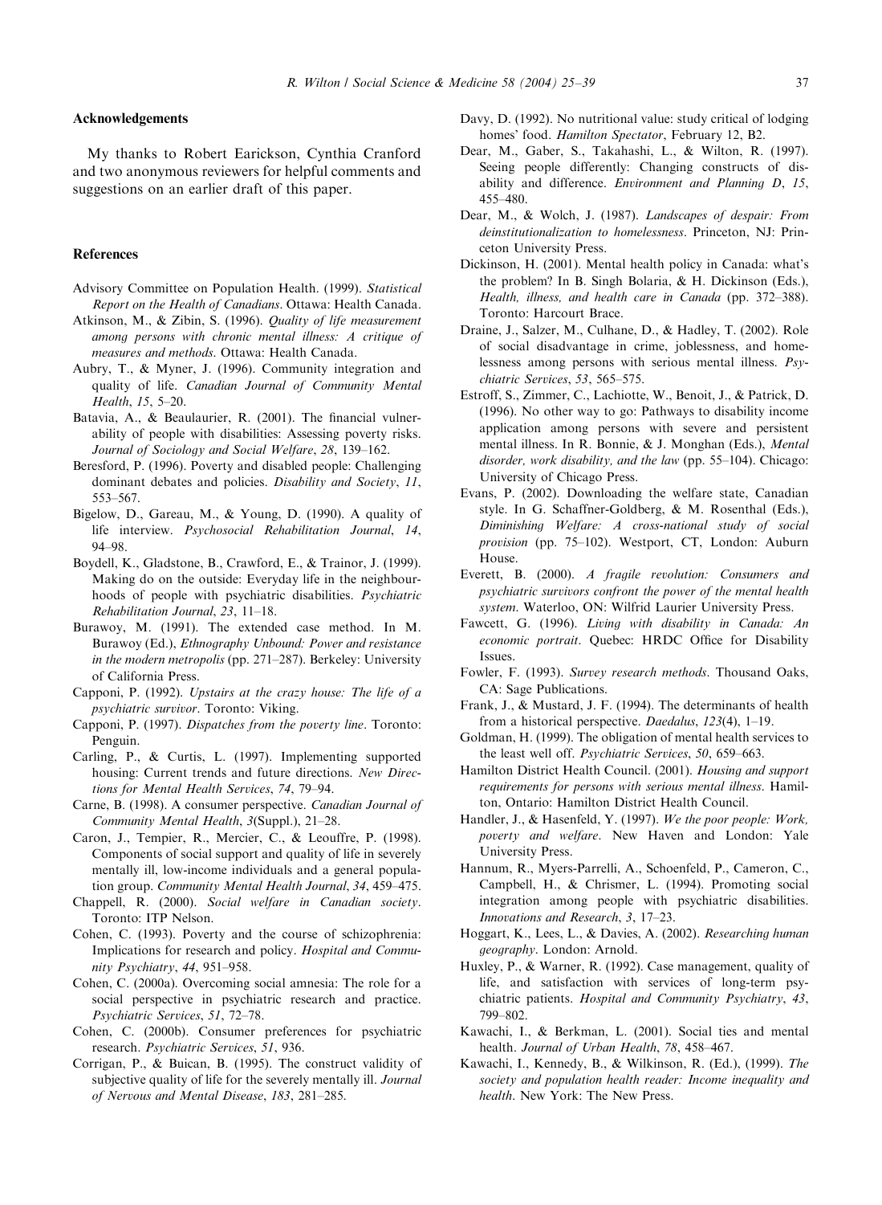## Acknowledgements

My thanks to Robert Earickson, Cynthia Cranford and two anonymous reviewers for helpful comments and suggestions on an earlier draft of this paper.

## References

Advisory Committee on Population Health. (1999). *Statistical Report on the Health of Canadians*. Ottawa: Health Canada.

Atkinson, M., & Zibin, S. (1996). *Quality of life measurement among persons with chronic mental illness: A critique of measures and methods*. Ottawa: Health Canada.

Aubry, T., & Myner, J. (1996). Community integration and quality of life. *Canadian Journal of Community Mental Health*, *15*, 5–20.

Batavia, A., & Beaulaurier, R. (2001). The financial vulnerability of people with disabilities: Assessing poverty risks. *Journal of Sociology and Social Welfare*, *28*, 139–162.

Beresford, P. (1996). Poverty and disabled people: Challenging dominant debates and policies. *Disability and Society*, *11*, 553–567.

Bigelow, D., Gareau, M., & Young, D. (1990). A quality of life interview. *Psychosocial Rehabilitation Journal*, *14*, 94–98.

Boydell, K., Gladstone, B., Crawford, E., & Trainor, J. (1999). Making do on the outside: Everyday life in the neighbourhoods of people with psychiatric disabilities. *Psychiatric Rehabilitation Journal*, *23*, 11–18.

Burawoy, M. (1991). The extended case method. In M. Burawoy (Ed.), *Ethnography Unbound: Power and resistance in the modern metropolis* (pp. 271–287). Berkeley: University of California Press.

Capponi, P. (1992). *Upstairs at the crazy house: The life of a psychiatric survivor*. Toronto: Viking.

Capponi, P. (1997). *Dispatches from the poverty line*. Toronto: Penguin.

Carling, P., & Curtis, L. (1997). Implementing supported housing: Current trends and future directions. *New Directions for Mental Health Services*, *74*, 79–94.

Carne, B. (1998). A consumer perspective. *Canadian Journal of Community Mental Health*, *3*(Suppl.), 21–28.

Caron, J., Tempier, R., Mercier, C., & Leouffre, P. (1998). Components of social support and quality of life in severely mentally ill, low-income individuals and a general population group. *Community Mental Health Journal*, *34*, 459–475.

Chappell, R. (2000). *Social welfare in Canadian society*. Toronto: ITP Nelson.

Cohen, C. (1993). Poverty and the course of schizophrenia: Implications for research and policy. *Hospital and Community Psychiatry*, *44*, 951–958.

Cohen, C. (2000a). Overcoming social amnesia: The role for a social perspective in psychiatric research and practice. *Psychiatric Services*, *51*, 72–78.

Cohen, C. (2000b). Consumer preferences for psychiatric research. *Psychiatric Services*, *51*, 936.

Corrigan, P., & Buican, B. (1995). The construct validity of subjective quality of life for the severely mentally ill. *Journal of Nervous and Mental Disease*, *183*, 281–285.

Davy, D. (1992). No nutritional value: study critical of lodging homes' food. *Hamilton Spectator*, February 12, B2.

Dear, M., Gaber, S., Takahashi, L., & Wilton, R. (1997). Seeing people differently: Changing constructs of disability and difference. *Environment and Planning D*, *15*, 455–480.

Dear, M., & Wolch, J. (1987). *Landscapes of despair: From deinstitutionalization to homelessness*. Princeton, NJ: Princeton University Press.

Dickinson, H. (2001). Mental health policy in Canada: what's the problem? In B. Singh Bolaria, & H. Dickinson (Eds.), *Health, illness, and health care in Canada* (pp. 372–388). Toronto: Harcourt Brace.

Draine, J., Salzer, M., Culhane, D., & Hadley, T. (2002). Role of social disadvantage in crime, joblessness, and homelessness among persons with serious mental illness. *Psychiatric Services*, *53*, 565–575.

Estroff, S., Zimmer, C., Lachiotte, W., Benoit, J., & Patrick, D. (1996). No other way to go: Pathways to disability income application among persons with severe and persistent mental illness. In R. Bonnie, & J. Monghan (Eds.), *Mental disorder, work disability, and the law* (pp. 55–104). Chicago: University of Chicago Press.

Evans, P. (2002). Downloading the welfare state, Canadian style. In G. Schaffner-Goldberg, & M. Rosenthal (Eds.), *Diminishing Welfare: A cross-national study of social provision* (pp. 75–102). Westport, CT, London: Auburn House.

Everett, B. (2000). *A fragile revolution: Consumers and psychiatric survivors confront the power of the mental health system*. Waterloo, ON: Wilfrid Laurier University Press.

Fawcett, G. (1996). *Living with disability in Canada: An economic portrait*. Quebec: HRDC Office for Disability Issues.

Fowler, F. (1993). *Survey research methods*. Thousand Oaks, CA: Sage Publications.

Frank, J., & Mustard, J. F. (1994). The determinants of health from a historical perspective. *Daedalus*, *123*(4), 1–19.

Goldman, H. (1999). The obligation of mental health services to the least well off. *Psychiatric Services*, *50*, 659–663.

Hamilton District Health Council. (2001). *Housing and support requirements for persons with serious mental illness*. Hamilton, Ontario: Hamilton District Health Council.

Handler, J., & Hasenfeld, Y. (1997). *We the poor people: Work, poverty and welfare*. New Haven and London: Yale University Press.

Hannum, R., Myers-Parrelli, A., Schoenfeld, P., Cameron, C., Campbell, H., & Chrismer, L. (1994). Promoting social integration among people with psychiatric disabilities. *Innovations and Research*, *3*, 17–23.

Hoggart, K., Lees, L., & Davies, A. (2002). *Researching human geography*. London: Arnold.

Huxley, P., & Warner, R. (1992). Case management, quality of life, and satisfaction with services of long-term psychiatric patients. *Hospital and Community Psychiatry*, *43*, 799–802.

Kawachi, I., & Berkman, L. (2001). Social ties and mental health. *Journal of Urban Health*, *78*, 458–467.

Kawachi, I., Kennedy, B., & Wilkinson, R. (Ed.), (1999). *The society and population health reader: Income inequality and health*. New York: The New Press.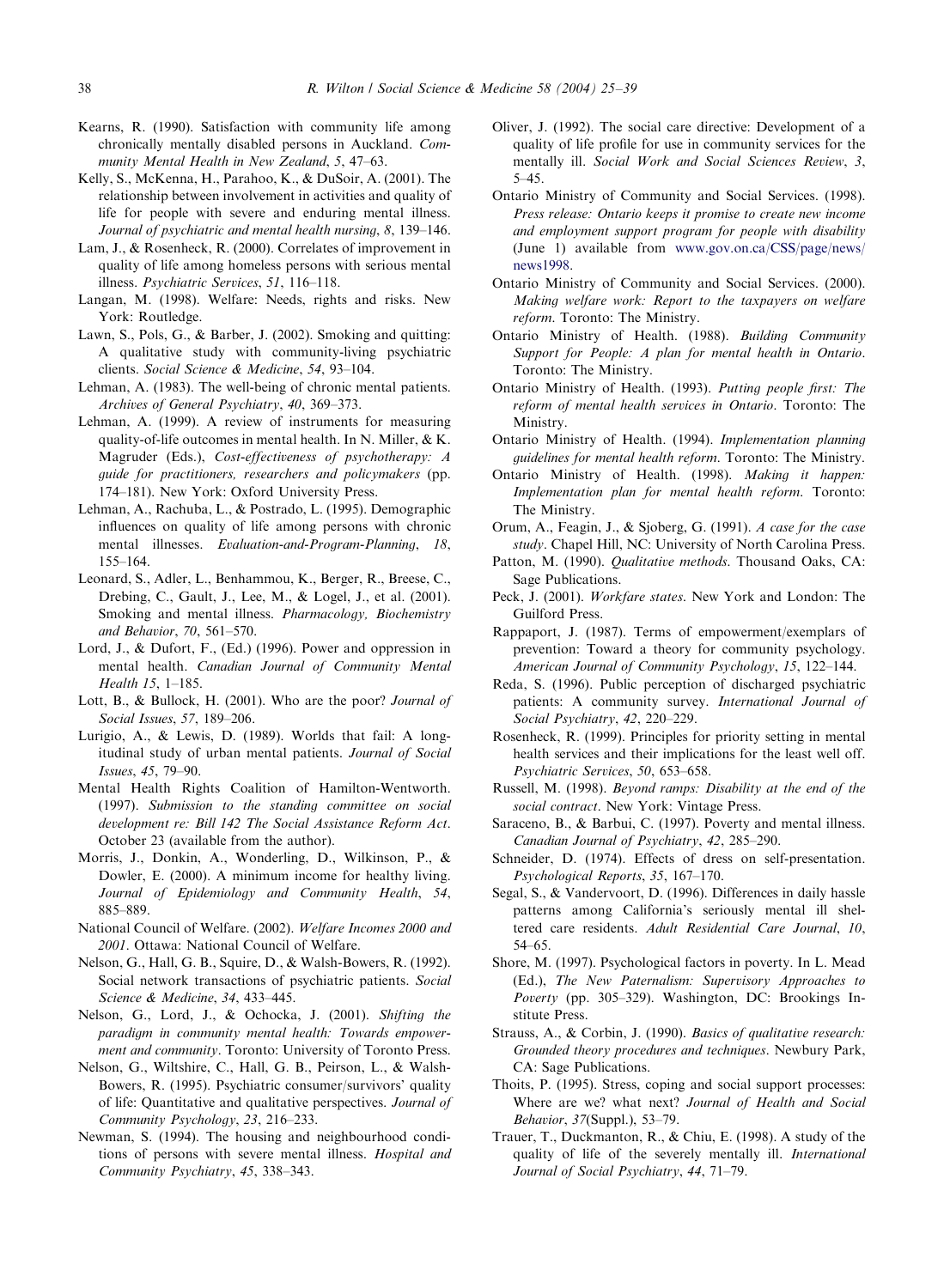Kearns, R. (1990). Satisfaction with community life among chronically mentally disabled persons in Auckland. *Community Mental Health in New Zealand*, *5*, 47–63.

Kelly, S., McKenna, H., Parahoo, K., & DuSoir, A. (2001). The relationship between involvement in activities and quality of life for people with severe and enduring mental illness. *Journal of psychiatric and mental health nursing*, *8*, 139–146.

Lam, J., & Rosenheck, R. (2000). Correlates of improvement in quality of life among homeless persons with serious mental illness. *Psychiatric Services*, *51*, 116–118.

Langan, M. (1998). Welfare: Needs, rights and risks. New York: Routledge.

Lawn, S., Pols, G., & Barber, J. (2002). Smoking and quitting: A qualitative study with community-living psychiatric clients. *Social Science & Medicine*, *54*, 93–104.

Lehman, A. (1983). The well-being of chronic mental patients. *Archives of General Psychiatry*, *40*, 369–373.

Lehman, A. (1999). A review of instruments for measuring quality-of-life outcomes in mental health. In N. Miller, & K. Magruder (Eds.), *Cost-effectiveness of psychotherapy: A guide for practitioners, researchers and policymakers* (pp. 174–181). New York: Oxford University Press.

Lehman, A., Rachuba, L., & Postrado, L. (1995). Demographic influences on quality of life among persons with chronic mental illnesses. *Evaluation-and-Program-Planning*, *18*, 155–164.

Leonard, S., Adler, L., Benhammou, K., Berger, R., Breese, C., Drebing, C., Gault, J., Lee, M., & Logel, J., et al. (2001). Smoking and mental illness. *Pharmacology, Biochemistry and Behavior*, *70*, 561–570.

Lord, J., & Dufort, F., (Ed.) (1996). Power and oppression in mental health. *Canadian Journal of Community Mental Health 15*, 1–185.

Lott, B., & Bullock, H. (2001). Who are the poor? *Journal of Social Issues*, *57*, 189–206.

Lurigio, A., & Lewis, D. (1989). Worlds that fail: A longitudinal study of urban mental patients. *Journal of Social Issues*, *45*, 79–90.

Mental Health Rights Coalition of Hamilton-Wentworth. (1997). *Submission to the standing committee on social development re: Bill 142 The Social Assistance Reform Act*. October 23 (available from the author).

Morris, J., Donkin, A., Wonderling, D., Wilkinson, P., & Dowler, E. (2000). A minimum income for healthy living. *Journal of Epidemiology and Community Health*, *54*, 885–889.

National Council of Welfare. (2002). *Welfare Incomes 2000 and 2001*. Ottawa: National Council of Welfare.

Nelson, G., Hall, G. B., Squire, D., & Walsh-Bowers, R. (1992). Social network transactions of psychiatric patients. *Social Science & Medicine*, *34*, 433–445.

Nelson, G., Lord, J., & Ochocka, J. (2001). *Shifting the paradigm in community mental health: Towards empowerment and community*. Toronto: University of Toronto Press.

Nelson, G., Wiltshire, C., Hall, G. B., Peirson, L., & Walsh-Bowers, R. (1995). Psychiatric consumer/survivors' quality of life: Quantitative and qualitative perspectives. *Journal of Community Psychology*, *23*, 216–233.

Newman, S. (1994). The housing and neighbourhood conditions of persons with severe mental illness. *Hospital and Community Psychiatry*, *45*, 338–343.

Oliver, J. (1992). The social care directive: Development of a quality of life profile for use in community services for the mentally ill. *Social Work and Social Sciences Review*, *3*, 5–45.

Ontario Ministry of Community and Social Services. (1998). *Press release: Ontario keeps it promise to create new income and employment support program for people with disability* (June 1) available from www.gov.on.ca/CSS/page/news/news1998.

Ontario Ministry of Community and Social Services. (2000). *Making welfare work: Report to the taxpayers on welfare reform*. Toronto: The Ministry.

Ontario Ministry of Health. (1988). *Building Community Support for People: A plan for mental health in Ontario*. Toronto: The Ministry.

Ontario Ministry of Health. (1993). *Putting people first: The reform of mental health services in Ontario*. Toronto: The Ministry.

Ontario Ministry of Health. (1994). *Implementation planning guidelines for mental health reform*. Toronto: The Ministry.

Ontario Ministry of Health. (1998). *Making it happen: Implementation plan for mental health reform*. Toronto: The Ministry.

Orum, A., Feagin, J., & Sjoberg, G. (1991). *A case for the case study*. Chapel Hill, NC: University of North Carolina Press.

Patton, M. (1990). *Qualitative methods*. Thousand Oaks, CA: Sage Publications.

Peck, J. (2001). *Workfare states*. New York and London: The Guilford Press.

Rappaport, J. (1987). Terms of empowerment/exemplars of prevention: Toward a theory for community psychology. *American Journal of Community Psychology*, *15*, 122–144.

Reda, S. (1996). Public perception of discharged psychiatric patients: A community survey. *International Journal of Social Psychiatry*, *42*, 220–229.

Rosenheck, R. (1999). Principles for priority setting in mental health services and their implications for the least well off. *Psychiatric Services*, *50*, 653–658.

Russell, M. (1998). *Beyond ramps: Disability at the end of the social contract*. New York: Vintage Press.

Saraceno, B., & Barbui, C. (1997). Poverty and mental illness. *Canadian Journal of Psychiatry*, *42*, 285–290.

Schneider, D. (1974). Effects of dress on self-presentation. *Psychological Reports*, *35*, 167–170.

Segal, S., & Vandervoort, D. (1996). Differences in daily hassle patterns among California's seriously mental ill sheltered care residents. *Adult Residential Care Journal*, *10*, 54–65.

Shore, M. (1997). Psychological factors in poverty. In L. Mead (Ed.), *The New Paternalism: Supervisory Approaches to Poverty* (pp. 305–329). Washington, DC: Brookings Institute Press.

Strauss, A., & Corbin, J. (1990). *Basics of qualitative research: Grounded theory procedures and techniques*. Newbury Park, CA: Sage Publications.

Thoits, P. (1995). Stress, coping and social support processes: Where are we? what next? *Journal of Health and Social Behavior*, *37*(Suppl.), 53–79.

Trauer, T., Duckmanton, R., & Chiu, E. (1998). A study of the quality of life of the severely mentally ill. *International Journal of Social Psychiatry*, *44*, 71–79.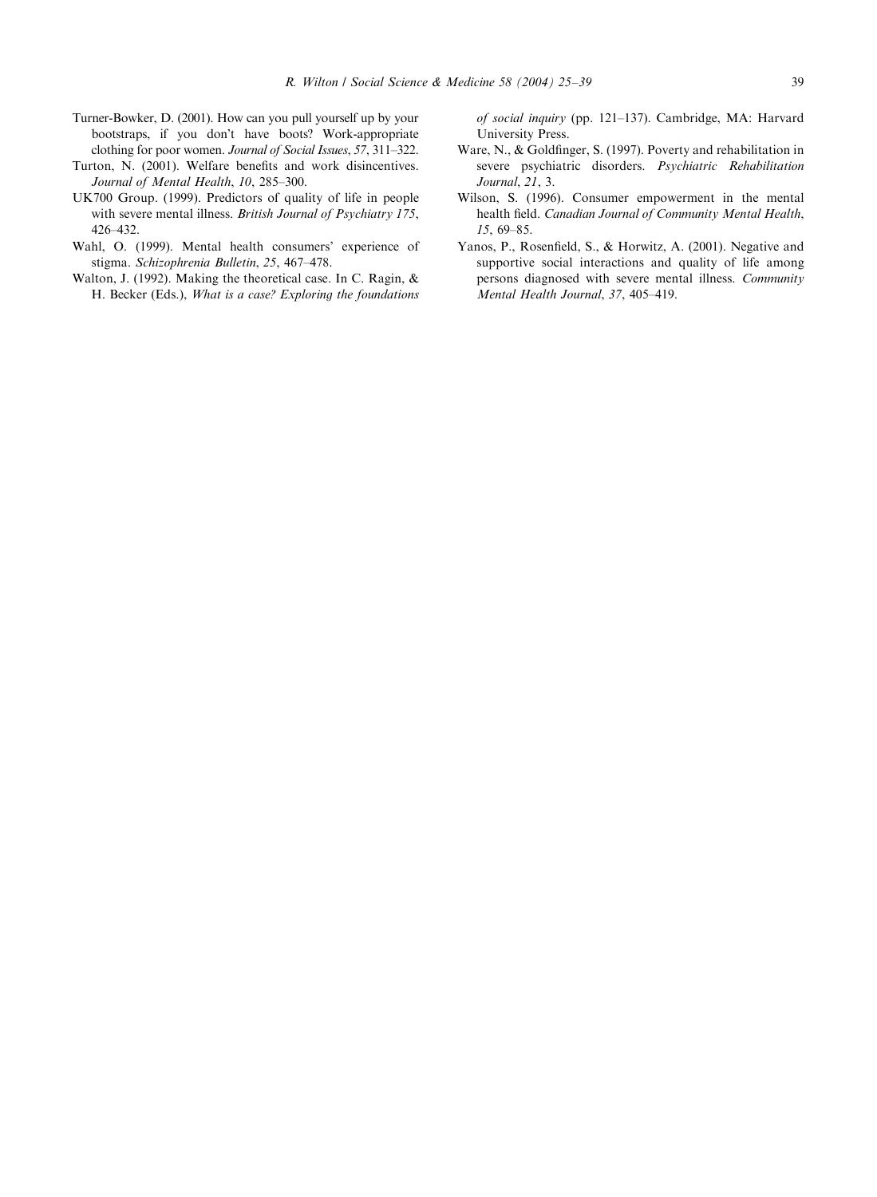Turner-Bowker, D. (2001). How can you pull yourself up by your bootstraps, if you don't have boots? Work-appropriate clothing for poor women. *Journal of Social Issues*, *57*, 311–322.

Turton, N. (2001). Welfare benefits and work disincentives. *Journal of Mental Health*, *10*, 285–300.

UK700 Group. (1999). Predictors of quality of life in people with severe mental illness. *British Journal of Psychiatry 175*, 426–432.

Wahl, O. (1999). Mental health consumers' experience of stigma. *Schizophrenia Bulletin*, *25*, 467–478.

Walton, J. (1992). Making the theoretical case. In C. Ragin, & H. Becker (Eds.), *What is a case? Exploring the foundations of social inquiry* (pp. 121–137). Cambridge, MA: Harvard University Press.

Ware, N., & Goldfinger, S. (1997). Poverty and rehabilitation in severe psychiatric disorders. *Psychiatric Rehabilitation Journal*, *21*, 3.

Wilson, S. (1996). Consumer empowerment in the mental health field. *Canadian Journal of Community Mental Health*, *15*, 69–85.

Yanos, P., Rosenfield, S., & Horwitz, A. (2001). Negative and supportive social interactions and quality of life among persons diagnosed with severe mental illness. *Community Mental Health Journal*, *37*, 405–419.